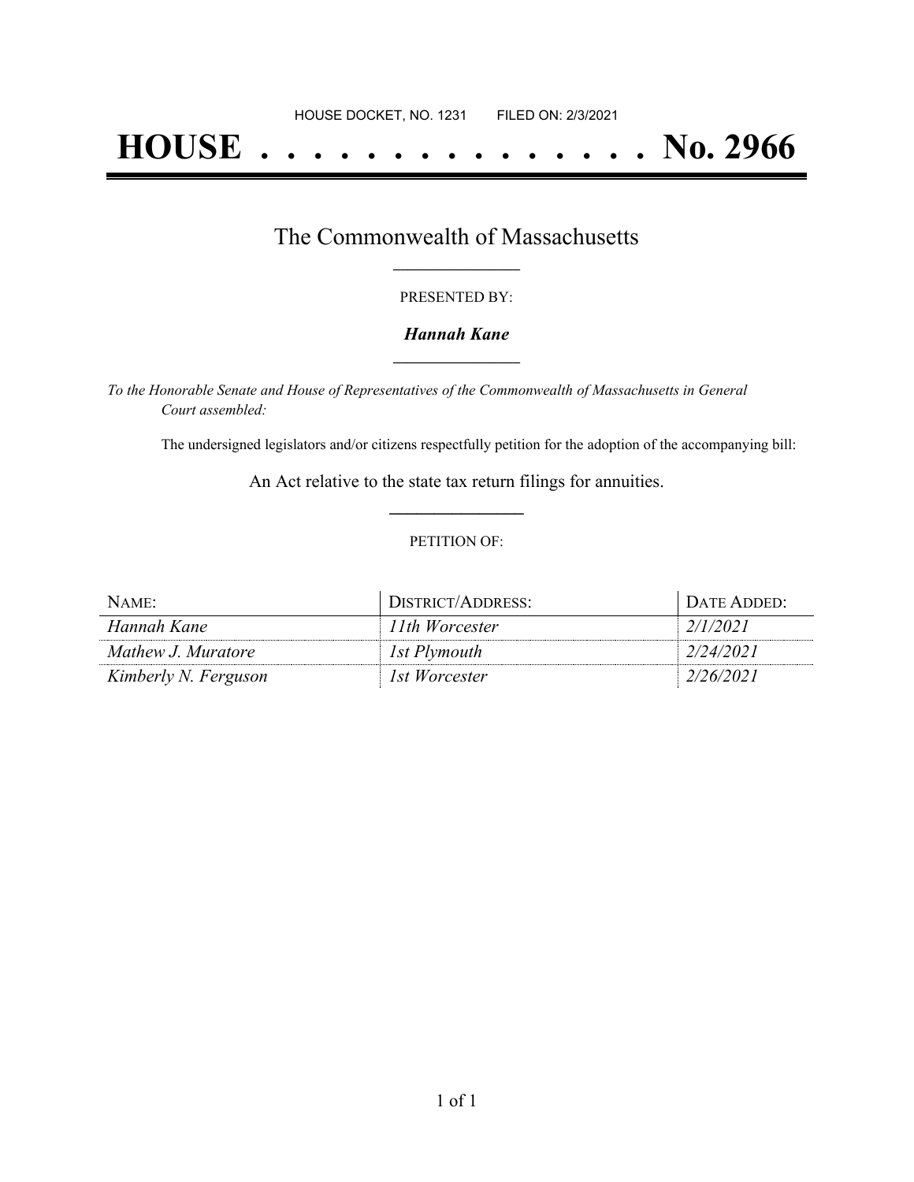HOUSE DOCKET, NO. 1231 FILED ON: 2/3/2021

# HOUSE . . . . . . . . . . . . . . . No. 2966

## The Commonwealth of Massachusetts

PRESENTED BY:

***Hannah Kane***

*To the Honorable Senate and House of Representatives of the Commonwealth of Massachusetts in General Court assembled:*

The undersigned legislators and/or citizens respectfully petition for the adoption of the accompanying bill:

An Act relative to the state tax return filings for annuities.

PETITION OF:

| NAME: | DISTRICT/ADDRESS: | DATE ADDED: |
|---|---|---|
| *Hannah Kane* | *11th Worcester* | *2/1/2021* |
| *Mathew J. Muratore* | *1st Plymouth* | *2/24/2021* |
| *Kimberly N. Ferguson* | *1st Worcester* | *2/26/2021* |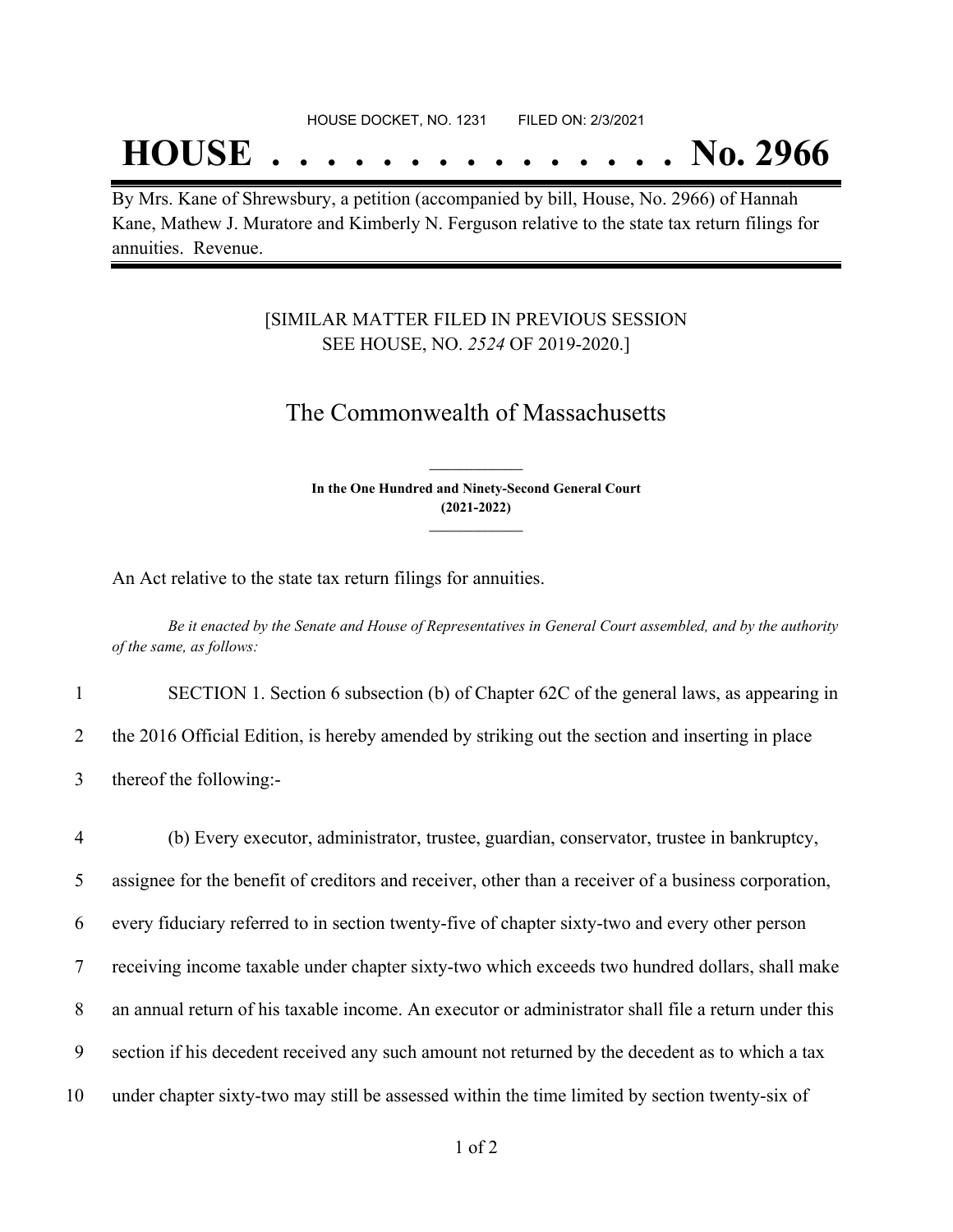HOUSE DOCKET, NO. 1231 FILED ON: 2/3/2021

# HOUSE . . . . . . . . . . . . . . . . No. 2966

By Mrs. Kane of Shrewsbury, a petition (accompanied by bill, House, No. 2966) of Hannah Kane, Mathew J. Muratore and Kimberly N. Ferguson relative to the state tax return filings for annuities. Revenue.

[SIMILAR MATTER FILED IN PREVIOUS SESSION SEE HOUSE, NO. *2524* OF 2019-2020.]

## The Commonwealth of Massachusetts

**In the One Hundred and Ninety-Second General Court (2021-2022)**

An Act relative to the state tax return filings for annuities.

*Be it enacted by the Senate and House of Representatives in General Court assembled, and by the authority of the same, as follows:*

1 SECTION 1. Section 6 subsection (b) of Chapter 62C of the general laws, as appearing in
2 the 2016 Official Edition, is hereby amended by striking out the section and inserting in place
3 thereof the following:-

4 (b) Every executor, administrator, trustee, guardian, conservator, trustee in bankruptcy,
5 assignee for the benefit of creditors and receiver, other than a receiver of a business corporation,
6 every fiduciary referred to in section twenty-five of chapter sixty-two and every other person
7 receiving income taxable under chapter sixty-two which exceeds two hundred dollars, shall make
8 an annual return of his taxable income. An executor or administrator shall file a return under this
9 section if his decedent received any such amount not returned by the decedent as to which a tax
10 under chapter sixty-two may still be assessed within the time limited by section twenty-six of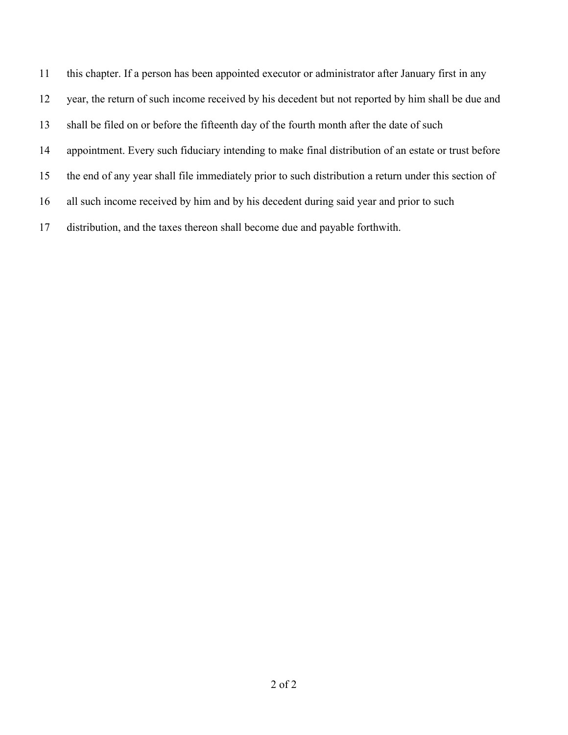11 this chapter. If a person has been appointed executor or administrator after January first in any

12 year, the return of such income received by his decedent but not reported by him shall be due and

13 shall be filed on or before the fifteenth day of the fourth month after the date of such

14 appointment. Every such fiduciary intending to make final distribution of an estate or trust before

15 the end of any year shall file immediately prior to such distribution a return under this section of

16 all such income received by him and by his decedent during said year and prior to such

17 distribution, and the taxes thereon shall become due and payable forthwith.